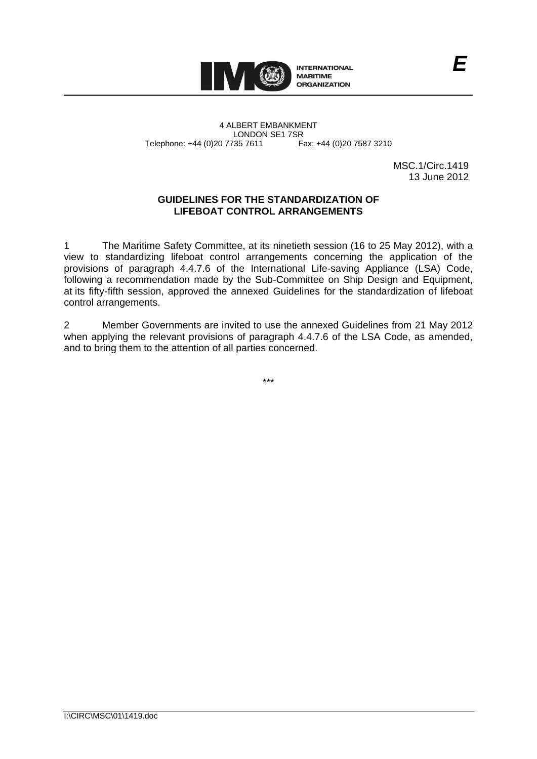INTERNATIONAL MARITIME ORGANIZATION

*E*

4 ALBERT EMBANKMENT
LONDON SE1 7SR
Telephone: +44 (0)20 7735 7611 Fax: +44 (0)20 7587 3210

MSC.1/Circ.1419
13 June 2012

**GUIDELINES FOR THE STANDARDIZATION OF LIFEBOAT CONTROL ARRANGEMENTS**

1 The Maritime Safety Committee, at its ninetieth session (16 to 25 May 2012), with a view to standardizing lifeboat control arrangements concerning the application of the provisions of paragraph 4.4.7.6 of the International Life-saving Appliance (LSA) Code, following a recommendation made by the Sub-Committee on Ship Design and Equipment, at its fifty-fifth session, approved the annexed Guidelines for the standardization of lifeboat control arrangements.

2 Member Governments are invited to use the annexed Guidelines from 21 May 2012 when applying the relevant provisions of paragraph 4.4.7.6 of the LSA Code, as amended, and to bring them to the attention of all parties concerned.

\*\*\*

I:\CIRC\MSC\01\1419.doc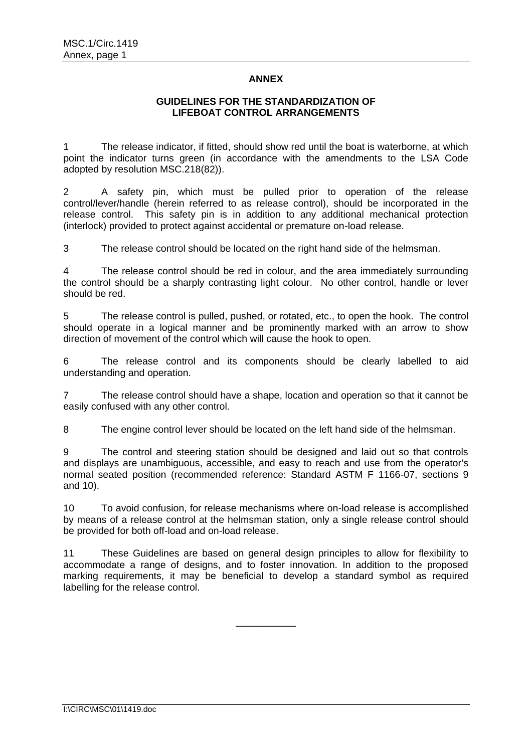## ANNEX

### GUIDELINES FOR THE STANDARDIZATION OF LIFEBOAT CONTROL ARRANGEMENTS

1 The release indicator, if fitted, should show red until the boat is waterborne, at which point the indicator turns green (in accordance with the amendments to the LSA Code adopted by resolution MSC.218(82)).

2 A safety pin, which must be pulled prior to operation of the release control/lever/handle (herein referred to as release control), should be incorporated in the release control. This safety pin is in addition to any additional mechanical protection (interlock) provided to protect against accidental or premature on-load release.

3 The release control should be located on the right hand side of the helmsman.

4 The release control should be red in colour, and the area immediately surrounding the control should be a sharply contrasting light colour. No other control, handle or lever should be red.

5 The release control is pulled, pushed, or rotated, etc., to open the hook. The control should operate in a logical manner and be prominently marked with an arrow to show direction of movement of the control which will cause the hook to open.

6 The release control and its components should be clearly labelled to aid understanding and operation.

7 The release control should have a shape, location and operation so that it cannot be easily confused with any other control.

8 The engine control lever should be located on the left hand side of the helmsman.

9 The control and steering station should be designed and laid out so that controls and displays are unambiguous, accessible, and easy to reach and use from the operator's normal seated position (recommended reference: Standard ASTM F 1166-07, sections 9 and 10).

10 To avoid confusion, for release mechanisms where on-load release is accomplished by means of a release control at the helmsman station, only a single release control should be provided for both off-load and on-load release.

11 These Guidelines are based on general design principles to allow for flexibility to accommodate a range of designs, and to foster innovation. In addition to the proposed marking requirements, it may be beneficial to develop a standard symbol as required labelling for the release control.

___________